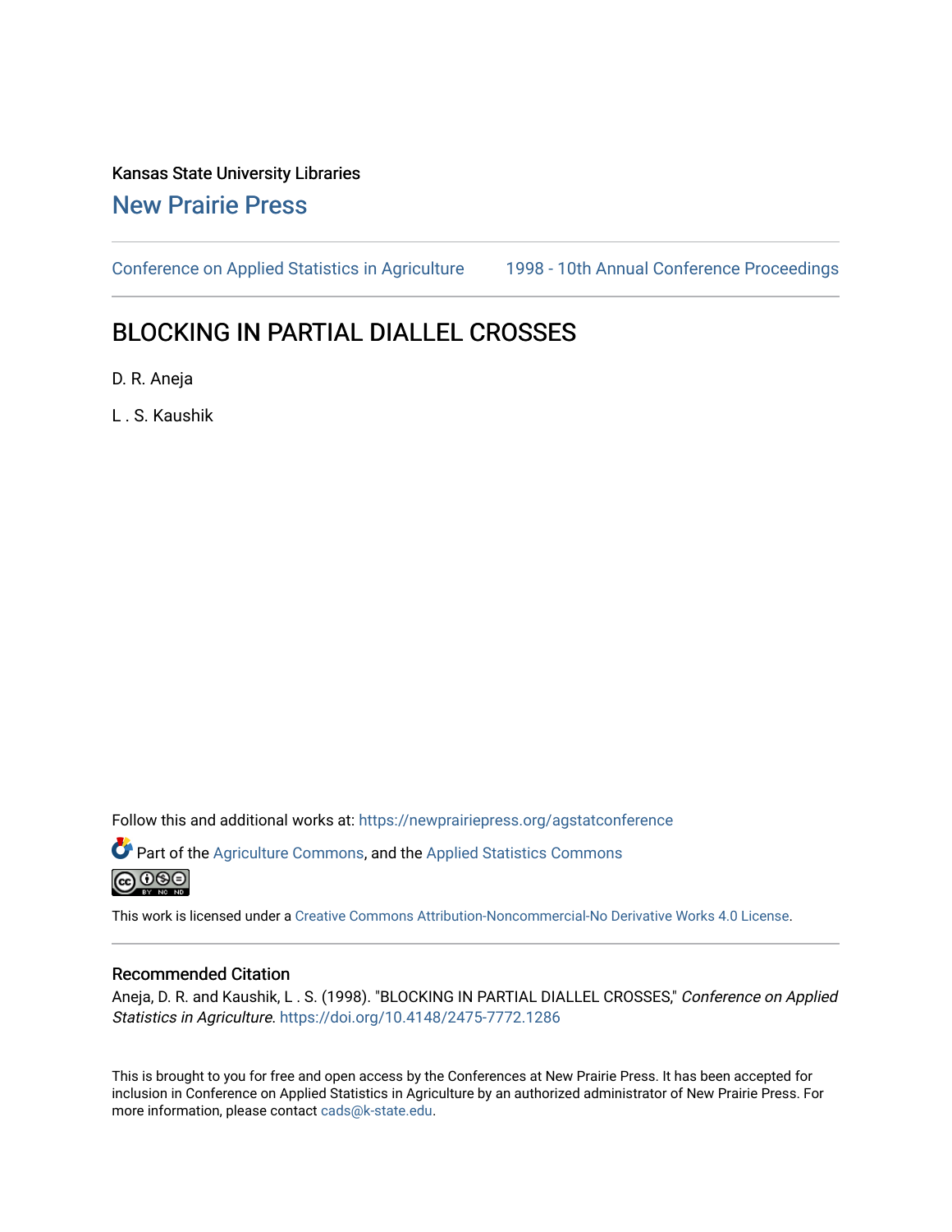Kansas State University Libraries

New Prairie Press

Conference on Applied Statistics in Agriculture     1998 - 10th Annual Conference Proceedings

# BLOCKING IN PARTIAL DIALLEL CROSSES

D. R. Aneja

L . S. Kaushik

Follow this and additional works at: https://newprairiepress.org/agstatconference

Part of the Agriculture Commons, and the Applied Statistics Commons

This work is licensed under a Creative Commons Attribution-Noncommercial-No Derivative Works 4.0 License.

## Recommended Citation

Aneja, D. R. and Kaushik, L . S. (1998). "BLOCKING IN PARTIAL DIALLEL CROSSES," *Conference on Applied Statistics in Agriculture*. https://doi.org/10.4148/2475-7772.1286

This is brought to you for free and open access by the Conferences at New Prairie Press. It has been accepted for inclusion in Conference on Applied Statistics in Agriculture by an authorized administrator of New Prairie Press. For more information, please contact cads@k-state.edu.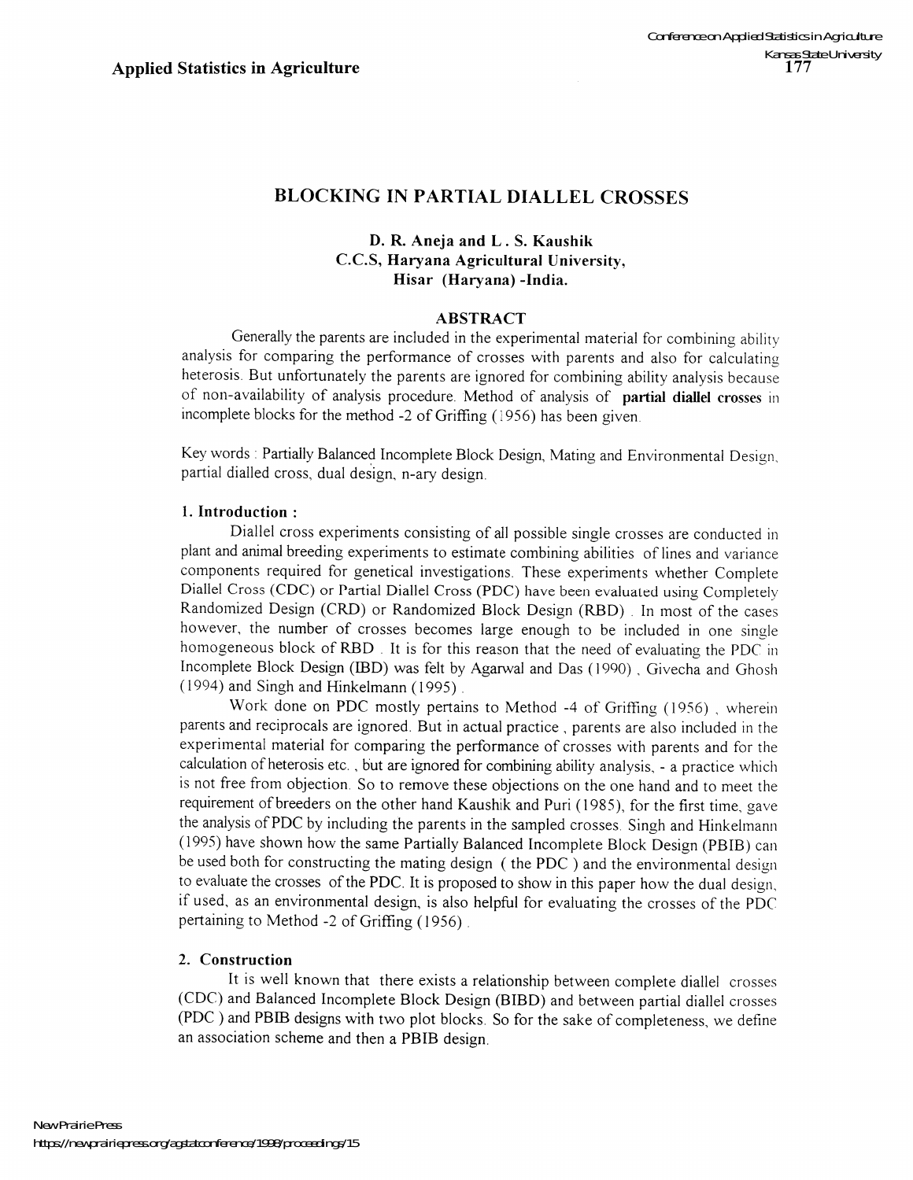# BLOCKING IN PARTIAL DIALLEL CROSSES

**D. R. Aneja and L . S. Kaushik**
**C.C.S, Haryana Agricultural University,**
**Hisar (Haryana) -India.**

## ABSTRACT

Generally the parents are included in the experimental material for combining ability analysis for comparing the performance of crosses with parents and also for calculating heterosis. But unfortunately the parents are ignored for combining ability analysis because of non-availability of analysis procedure. Method of analysis of **partial diallel crosses** in incomplete blocks for the method -2 of Griffing (1956) has been given.

Key words : Partially Balanced Incomplete Block Design, Mating and Environmental Design, partial dialled cross, dual design, n-ary design.

### 1. Introduction :

Diallel cross experiments consisting of all possible single crosses are conducted in plant and animal breeding experiments to estimate combining abilities of lines and variance components required for genetical investigations. These experiments whether Complete Diallel Cross (CDC) or Partial Diallel Cross (PDC) have been evaluated using Completely Randomized Design (CRD) or Randomized Block Design (RBD) . In most of the cases however, the number of crosses becomes large enough to be included in one single homogeneous block of RBD . It is for this reason that the need of evaluating the PDC in Incomplete Block Design (IBD) was felt by Agarwal and Das (1990) , Givecha and Ghosh (1994) and Singh and Hinkelmann (1995) .

Work done on PDC mostly pertains to Method -4 of Griffing (1956) , wherein parents and reciprocals are ignored. But in actual practice , parents are also included in the experimental material for comparing the performance of crosses with parents and for the calculation of heterosis etc. , but are ignored for combining ability analysis, - a practice which is not free from objection. So to remove these objections on the one hand and to meet the requirement of breeders on the other hand Kaushik and Puri (1985), for the first time, gave the analysis of PDC by including the parents in the sampled crosses. Singh and Hinkelmann (1995) have shown how the same Partially Balanced Incomplete Block Design (PBIB) can be used both for constructing the mating design ( the PDC ) and the environmental design to evaluate the crosses of the PDC. It is proposed to show in this paper how the dual design, if used, as an environmental design, is also helpful for evaluating the crosses of the PDC pertaining to Method -2 of Griffing (1956) .

### 2. Construction

It is well known that there exists a relationship between complete diallel crosses (CDC) and Balanced Incomplete Block Design (BIBD) and between partial diallel crosses (PDC ) and PBIB designs with two plot blocks. So for the sake of completeness, we define an association scheme and then a PBIB design.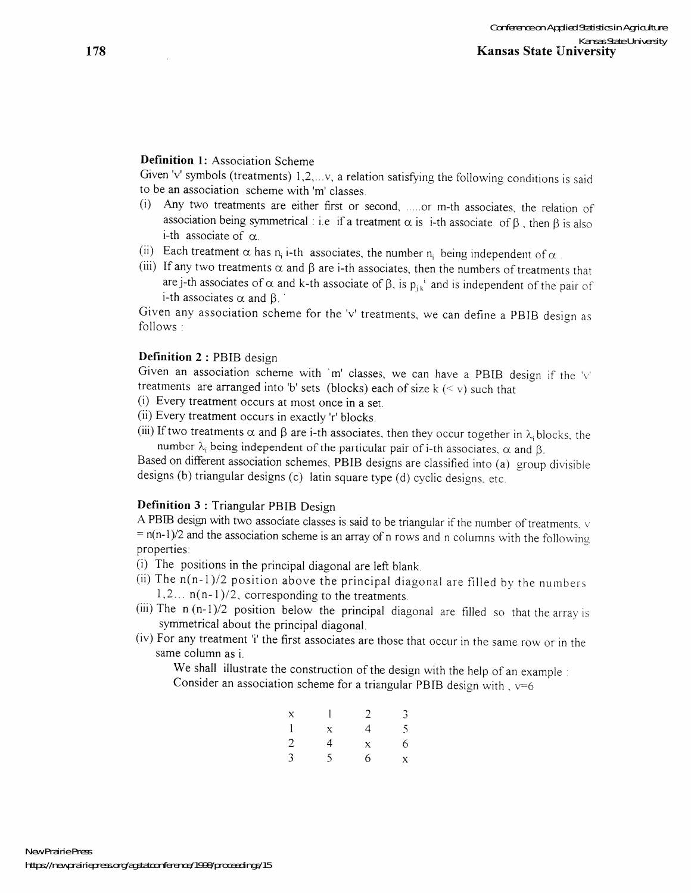**Definition 1:** Association Scheme

Given 'v' symbols (treatments) 1,2,...v, a relation satisfying the following conditions is said to be an association scheme with 'm' classes.

(i) Any two treatments are either first or second, .....or m-th associates, the relation of association being symmetrical : i.e if a treatment $\alpha$ is i-th associate of $\beta$ , then $\beta$ is also i-th associate of $\alpha$.

(ii) Each treatment $\alpha$ has $n_i$ i-th associates, the number $n_i$ being independent of $\alpha$ .

(iii) If any two treatments $\alpha$ and $\beta$ are i-th associates, then the numbers of treatments that are j-th associates of $\alpha$ and k-th associate of $\beta$, is $p_{jk}^{i}$ and is independent of the pair of i-th associates $\alpha$ and $\beta$.

Given any association scheme for the 'v' treatments, we can define a PBIB design as follows :

**Definition 2 :** PBIB design

Given an association scheme with `m' classes, we can have a PBIB design if the 'v' treatments are arranged into 'b' sets (blocks) each of size k ($<$ v) such that

(i) Every treatment occurs at most once in a set.

(ii) Every treatment occurs in exactly 'r' blocks.

(iii) If two treatments $\alpha$ and $\beta$ are i-th associates, then they occur together in $\lambda_i$ blocks, the number $\lambda_i$ being independent of the particular pair of i-th associates, $\alpha$ and $\beta$.

Based on different association schemes, PBIB designs are classified into (a) group divisible designs (b) triangular designs (c) latin square type (d) cyclic designs, etc.

**Definition 3 :** Triangular PBIB Design

A PBIB design with two associate classes is said to be triangular if the number of treatments, v = n(n-1)/2 and the association scheme is an array of n rows and n columns with the following properties:

(i) The positions in the principal diagonal are left blank.

(ii) The n(n-1)/2 position above the principal diagonal are filled by the numbers 1,2... n(n-1)/2, corresponding to the treatments.

(iii) The n (n-1)/2 position below the principal diagonal are filled so that the array is symmetrical about the principal diagonal.

(iv) For any treatment 'i' the first associates are those that occur in the same row or in the same column as i.

We shall illustrate the construction of the design with the help of an example : Consider an association scheme for a triangular PBIB design with , v=6

| | | | |
|---|---|---|---|
| x | 1 | 2 | 3 |
| 1 | x | 4 | 5 |
| 2 | 4 | x | 6 |
| 3 | 5 | 6 | x |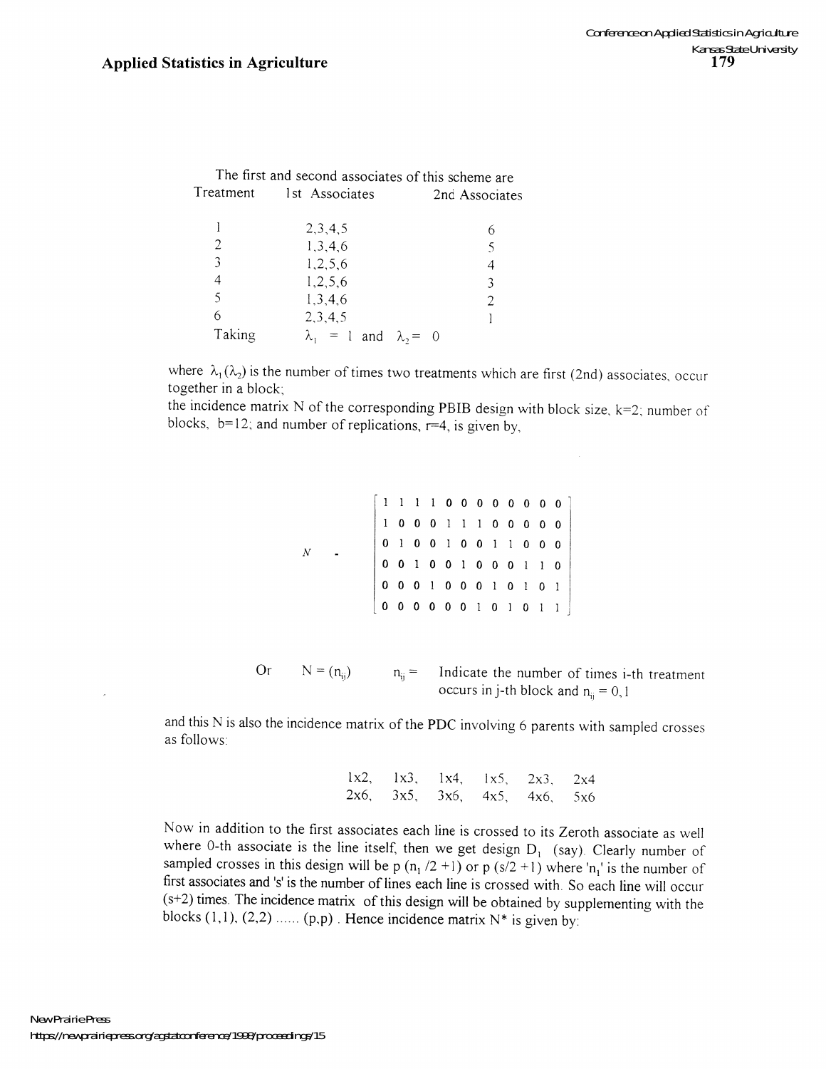The first and second associates of this scheme are

| Treatment | 1st Associates | 2nd Associates |
| --- | --- | --- |
| 1 | 2,3,4,5 | 6 |
| 2 | 1,3,4,6 | 5 |
| 3 | 1,2,5,6 | 4 |
| 4 | 1,2,5,6 | 3 |
| 5 | 1,3,4,6 | 2 |
| 6 | 2,3,4,5 | 1 |

Taking $\lambda_1 = 1$ and $\lambda_2 = 0$

where $\lambda_1 (\lambda_2)$ is the number of times two treatments which are first (2nd) associates, occur together in a block;

the incidence matrix N of the corresponding PBIB design with block size, k=2; number of blocks, b=12; and number of replications, r=4, is given by,

$$
N = \begin{bmatrix}
1 & 1 & 1 & 1 & 0 & 0 & 0 & 0 & 0 & 0 & 0 & 0 \\
1 & 0 & 0 & 0 & 1 & 1 & 1 & 0 & 0 & 0 & 0 & 0 \\
0 & 1 & 0 & 0 & 1 & 0 & 0 & 1 & 1 & 0 & 0 & 0 \\
0 & 0 & 1 & 0 & 0 & 1 & 0 & 0 & 0 & 1 & 1 & 0 \\
0 & 0 & 0 & 1 & 0 & 0 & 0 & 1 & 0 & 1 & 0 & 1 \\
0 & 0 & 0 & 0 & 0 & 0 & 1 & 0 & 1 & 0 & 1 & 1
\end{bmatrix}
$$

Or $N = (n_{ij})$ $n_{ij} =$ Indicate the number of times i-th treatment occurs in j-th block and $n_{ij} = 0, 1$

and this N is also the incidence matrix of the PDC involving 6 parents with sampled crosses as follows:

1x2, 1x3, 1x4, 1x5, 2x3, 2x4
2x6, 3x5, 3x6, 4x5, 4x6, 5x6

Now in addition to the first associates each line is crossed to its Zeroth associate as well where 0-th associate is the line itself, then we get design $D_1$ (say). Clearly number of sampled crosses in this design will be $p\,(n_1/2 + 1)$ or $p\,(s/2 + 1)$ where '$n_1$' is the number of first associates and 's' is the number of lines each line is crossed with. So each line will occur (s+2) times. The incidence matrix of this design will be obtained by supplementing with the blocks (1,1), (2,2) ...... (p,p) . Hence incidence matrix N* is given by: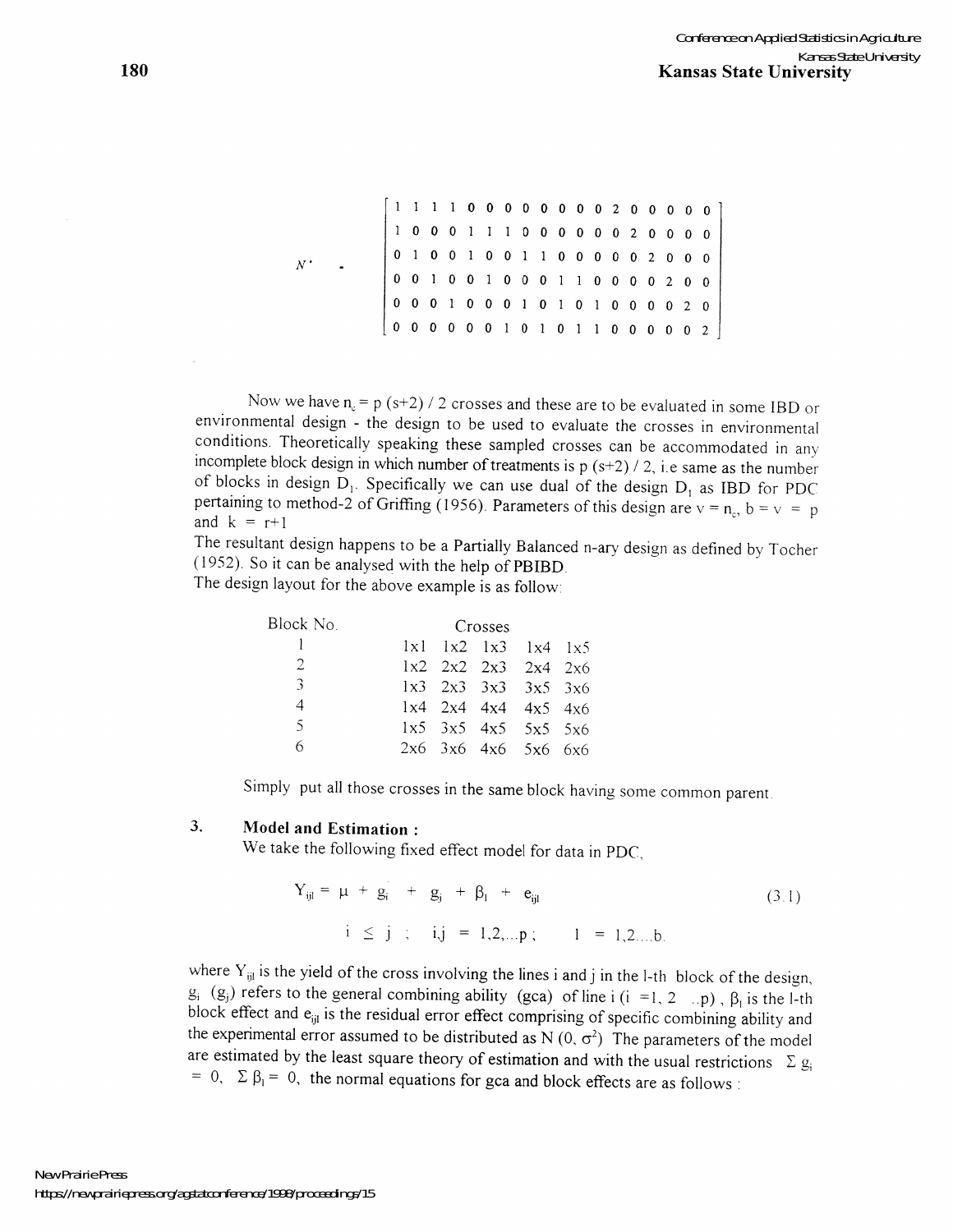$$N^* = \begin{bmatrix} 1 & 1 & 1 & 1 & 0 & 0 & 0 & 0 & 0 & 0 & 0 & 0 & 0 & 2 & 0 & 0 & 0 & 0 & 0 \\ 1 & 0 & 0 & 0 & 1 & 1 & 1 & 0 & 0 & 0 & 0 & 0 & 0 & 0 & 2 & 0 & 0 & 0 & 0 \\ 0 & 1 & 0 & 0 & 1 & 0 & 0 & 1 & 1 & 0 & 0 & 0 & 0 & 0 & 0 & 2 & 0 & 0 & 0 \\ 0 & 0 & 1 & 0 & 0 & 1 & 0 & 0 & 0 & 1 & 1 & 0 & 0 & 0 & 0 & 0 & 2 & 0 & 0 \\ 0 & 0 & 0 & 1 & 0 & 0 & 0 & 1 & 0 & 1 & 0 & 1 & 0 & 0 & 0 & 0 & 0 & 2 & 0 \\ 0 & 0 & 0 & 0 & 0 & 0 & 1 & 0 & 1 & 0 & 1 & 1 & 0 & 0 & 0 & 0 & 0 & 0 & 2 \end{bmatrix}$$

Now we have $n_c = p\,(s+2)/2$ crosses and these are to be evaluated in some IBD or environmental design - the design to be used to evaluate the crosses in environmental conditions. Theoretically speaking these sampled crosses can be accommodated in any incomplete block design in which number of treatments is $p\,(s+2)/2$, i.e same as the number of blocks in design $D_1$. Specifically we can use dual of the design $D_1$ as IBD for PDC pertaining to method-2 of Griffing (1956). Parameters of this design are $v = n_c$, $b = v = p$ and $k = r+1$

The resultant design happens to be a Partially Balanced n-ary design as defined by Tocher (1952). So it can be analysed with the help of PBIBD.

The design layout for the above example is as follow:

| Block No. | Crosses | | | | |
|---|---|---|---|---|---|
| 1 | 1x1 | 1x2 | 1x3 | 1x4 | 1x5 |
| 2 | 1x2 | 2x2 | 2x3 | 2x4 | 2x6 |
| 3 | 1x3 | 2x3 | 3x3 | 3x5 | 3x6 |
| 4 | 1x4 | 2x4 | 4x4 | 4x5 | 4x6 |
| 5 | 1x5 | 3x5 | 4x5 | 5x5 | 5x6 |
| 6 | 2x6 | 3x6 | 4x6 | 5x6 | 6x6 |

Simply put all those crosses in the same block having some common parent.

## 3. Model and Estimation :

We take the following fixed effect model for data in PDC,

$$Y_{ijl} = \mu + g_i + g_j + \beta_l + e_{ijl} \tag{3.1}$$

$$i \leq j \;;\quad i,j = 1,2,\ldots p\;;\qquad l = 1,2\ldots b.$$

where $Y_{ijl}$ is the yield of the cross involving the lines i and j in the l-th block of the design, $g_i$ ($g_j$) refers to the general combining ability (gca) of line i (i =1, 2 ..p) , $\beta_l$ is the l-th block effect and $e_{ijl}$ is the residual error effect comprising of specific combining ability and the experimental error assumed to be distributed as $N(0, \sigma^2)$ The parameters of the model are estimated by the least square theory of estimation and with the usual restrictions $\Sigma g_i = 0$, $\Sigma \beta_l = 0$, the normal equations for gca and block effects are as follows :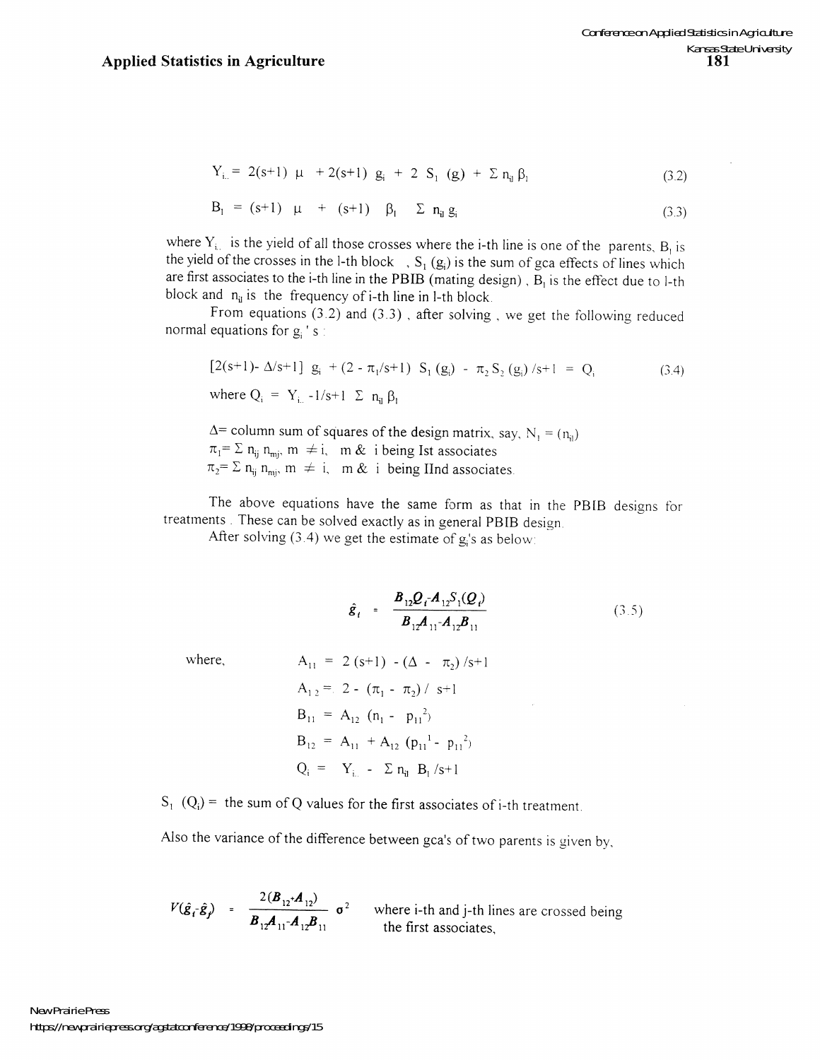$$Y_{i..} = 2(s+1)\ \mu\ + 2(s+1)\ g_i\ + 2\ S_1\ (g)\ + \Sigma\ n_{il}\ \beta_l \tag{3.2}$$

$$B_l\ = (s+1)\ \mu\ \ +\ (s+1)\ \ \beta_l\ \ \ \ \Sigma\ n_{il}\ g_i \tag{3.3}$$

where $Y_{i..}$ is the yield of all those crosses where the i-th line is one of the parents, $B_l$ is the yield of the crosses in the l-th block , $S_1\ (g_i)$ is the sum of gca effects of lines which are first associates to the i-th line in the PBIB (mating design) , $B_l$ is the effect due to l-th block and $n_{il}$ is the frequency of i-th line in l-th block.

From equations (3.2) and (3.3) , after solving , we get the following reduced normal equations for $g_i$ ' s :

$$[2(s+1)\text{-}\ \Delta/s\text{+}1]\ g_i\ + (2\ \text{-}\ \pi_1/s\text{+}1)\ S_1\ (g_i)\ \text{-}\ \pi_2\ S_2\ (g_i)\ /s\text{+}1\ =\ Q_i \tag{3.4}$$

where $Q_i\ =\ Y_{i..}\ \text{-}1/s\text{+}1\ \ \Sigma\ \ n_{il}\ \beta_l$

$\Delta$= column sum of squares of the design matrix, say, $N_1 = (n_{il})$

$\pi_1 = \Sigma\ n_{ij}\ n_{mj}$, $m\ \neq i$, m & i being Ist associates

$\pi_2 = \Sigma\ n_{ij}\ n_{mj}$, $m\ \neq\ i$, m & i being IInd associates.

The above equations have the same form as that in the PBIB designs for treatments . These can be solved exactly as in general PBIB design.

After solving (3.4) we get the estimate of $g_i$'s as below:

$$\hat{g}_i\ =\ \frac{B_{12}Q_i\text{-}A_{12}S_1(Q_i)}{B_{12}A_{11}\text{-}A_{12}B_{11}} \tag{3.5}$$

where,

$A_{11}\ =\ 2\ (s+1)\ \ \text{-}\ (\Delta\ \ \text{-}\ \ \pi_2)\ /s\text{+}1$

$A_{12}\ =\ 2\ \text{-}\ \ (\pi_1\ \text{-}\ \ \pi_2)\ /\ \ s\text{+}1$

$B_{11}\ =\ A_{12}\ \ (n_1\ \text{-}\ \ p_{11}^{\ 2})$

$B_{12}\ =\ A_{11}\ \ + A_{12}\ \ (p_{11}^{\ 1}\ \text{-}\ \ p_{11}^{\ 2})$

$Q_i\ =\ \ Y_{i..}\ \ \text{-}\ \ \Sigma\ n_{il}\ \ B_l\ /s\text{+}1$

$S_1\ \ (Q_i)$ = the sum of Q values for the first associates of i-th treatment.

Also the variance of the difference between gca's of two parents is given by,

$$V(\hat{g}_i\text{-}\hat{g}_j)\ \ =\ \ \frac{2(B_{12}\text{+}A_{12})}{B_{12}A_{11}\text{-}A_{12}B_{11}}\ \sigma^2$$

where i-th and j-th lines are crossed being the first associates,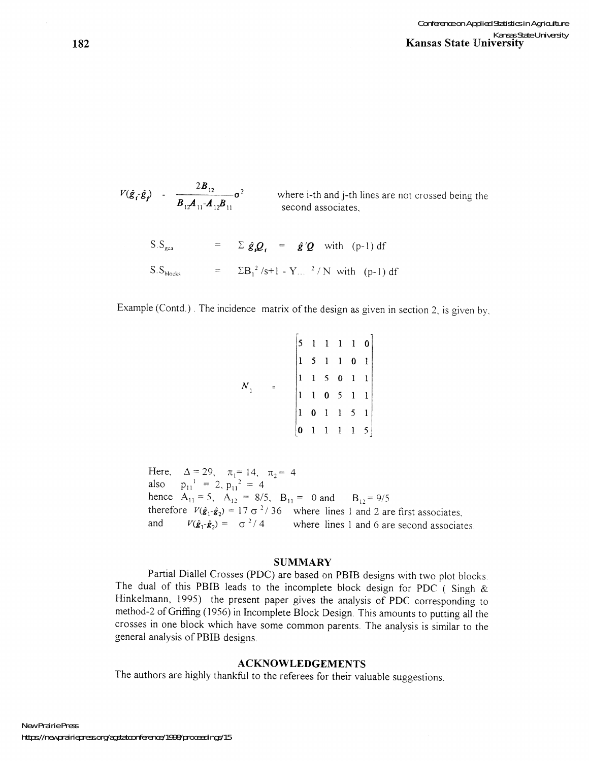$$V(\hat{g}_i\text{-}\hat{g}_j) = \frac{2B_{12}}{B_{12}A_{11}\text{-}A_{12}B_{11}}\sigma^2$$ where i-th and j-th lines are not crossed being the second associates,

$$S.S_{gca} = \Sigma\, \hat{g}_i Q_i = \hat{g}'Q \quad \text{with } (p\text{-}1) \text{ df}$$

$$S.S_{blocks} = \Sigma B_i^2/s{+}1 - Y_{...}^2/N \quad \text{with } (p\text{-}1) \text{ df}$$

Example (Contd.). The incidence matrix of the design as given in section 2, is given by,

$$N_1 = \begin{bmatrix} 5 & 1 & 1 & 1 & 1 & 0 \\ 1 & 5 & 1 & 1 & 0 & 1 \\ 1 & 1 & 5 & 0 & 1 & 1 \\ 1 & 1 & 0 & 5 & 1 & 1 \\ 1 & 0 & 1 & 1 & 5 & 1 \\ 0 & 1 & 1 & 1 & 1 & 5 \end{bmatrix}$$

Here, $\Delta = 29$, $\pi_1 = 14$, $\pi_2 = 4$
also $p_{11}^1 = 2$, $p_{11}^2 = 4$
hence $A_{11} = 5$, $A_{12} = 8/5$, $B_{11} = 0$ and $B_{12} = 9/5$
therefore $V(\hat{g}_1\text{-}\hat{g}_2) = 17\,\sigma^2/36$ where lines 1 and 2 are first associates,
and $V(\hat{g}_1\text{-}\hat{g}_2) = \sigma^2/4$ where lines 1 and 6 are second associates.

## SUMMARY

Partial Diallel Crosses (PDC) are based on PBIB designs with two plot blocks. The dual of this PBIB leads to the incomplete block design for PDC ( Singh & Hinkelmann, 1995) the present paper gives the analysis of PDC corresponding to method-2 of Griffing (1956) in Incomplete Block Design. This amounts to putting all the crosses in one block which have some common parents. The analysis is similar to the general analysis of PBIB designs.

## ACKNOWLEDGEMENTS

The authors are highly thankful to the referees for their valuable suggestions.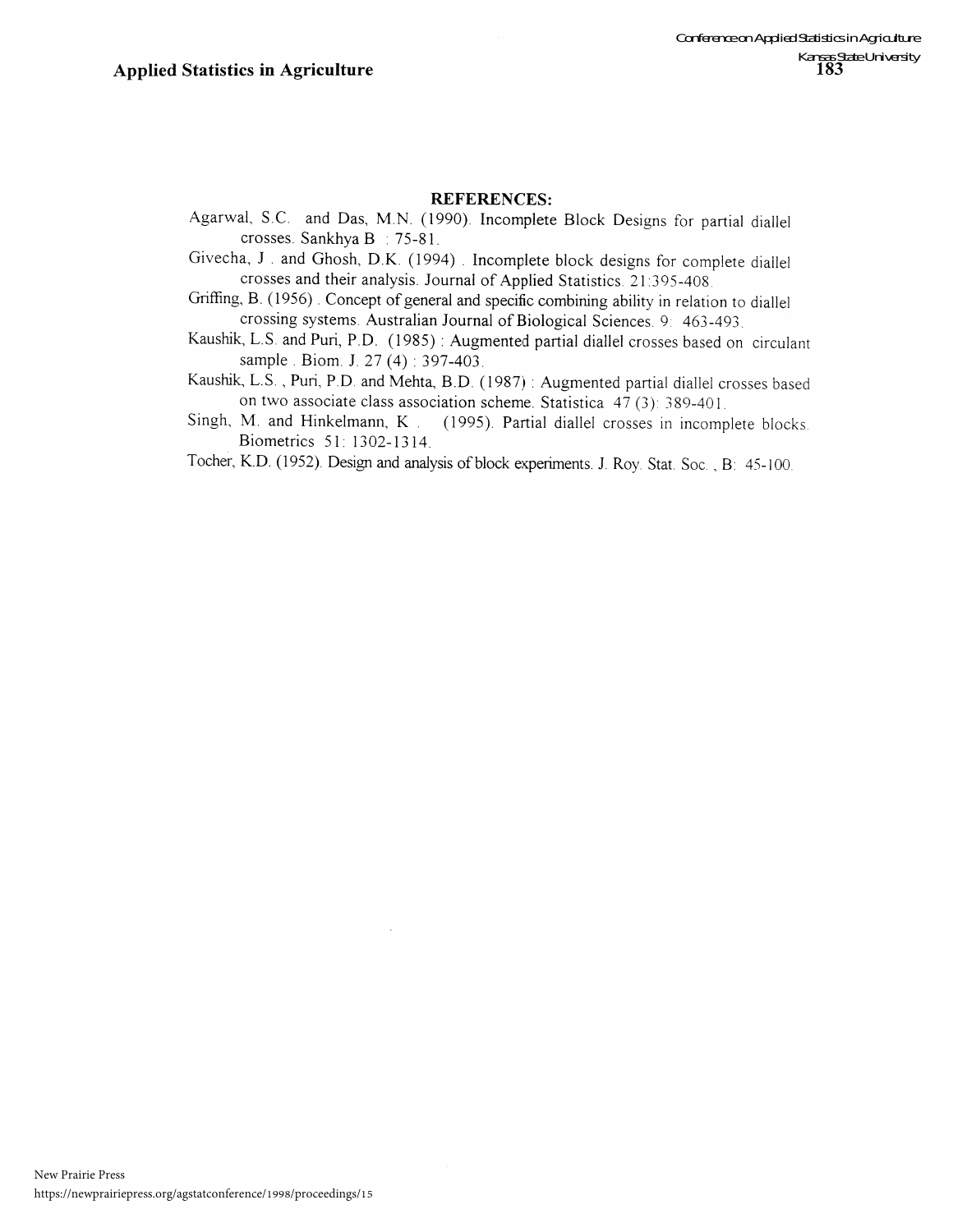## REFERENCES:

Agarwal, S.C. and Das, M.N. (1990). Incomplete Block Designs for partial diallel crosses. Sankhya B : 75-81.

Givecha, J . and Ghosh, D.K. (1994) . Incomplete block designs for complete diallel crosses and their analysis. Journal of Applied Statistics. 21:395-408.

Griffing, B. (1956) . Concept of general and specific combining ability in relation to diallel crossing systems. Australian Journal of Biological Sciences. 9: 463-493.

Kaushik, L.S. and Puri, P.D. (1985) : Augmented partial diallel crosses based on circulant sample . Biom. J. 27 (4) : 397-403.

Kaushik, L.S. , Puri, P.D. and Mehta, B.D. (1987) : Augmented partial diallel crosses based on two associate class association scheme. Statistica 47 (3): 389-401.

Singh, M. and Hinkelmann, K . (1995). Partial diallel crosses in incomplete blocks. Biometrics 51: 1302-1314.

Tocher, K.D. (1952). Design and analysis of block experiments. J. Roy. Stat. Soc. , B: 45-100.